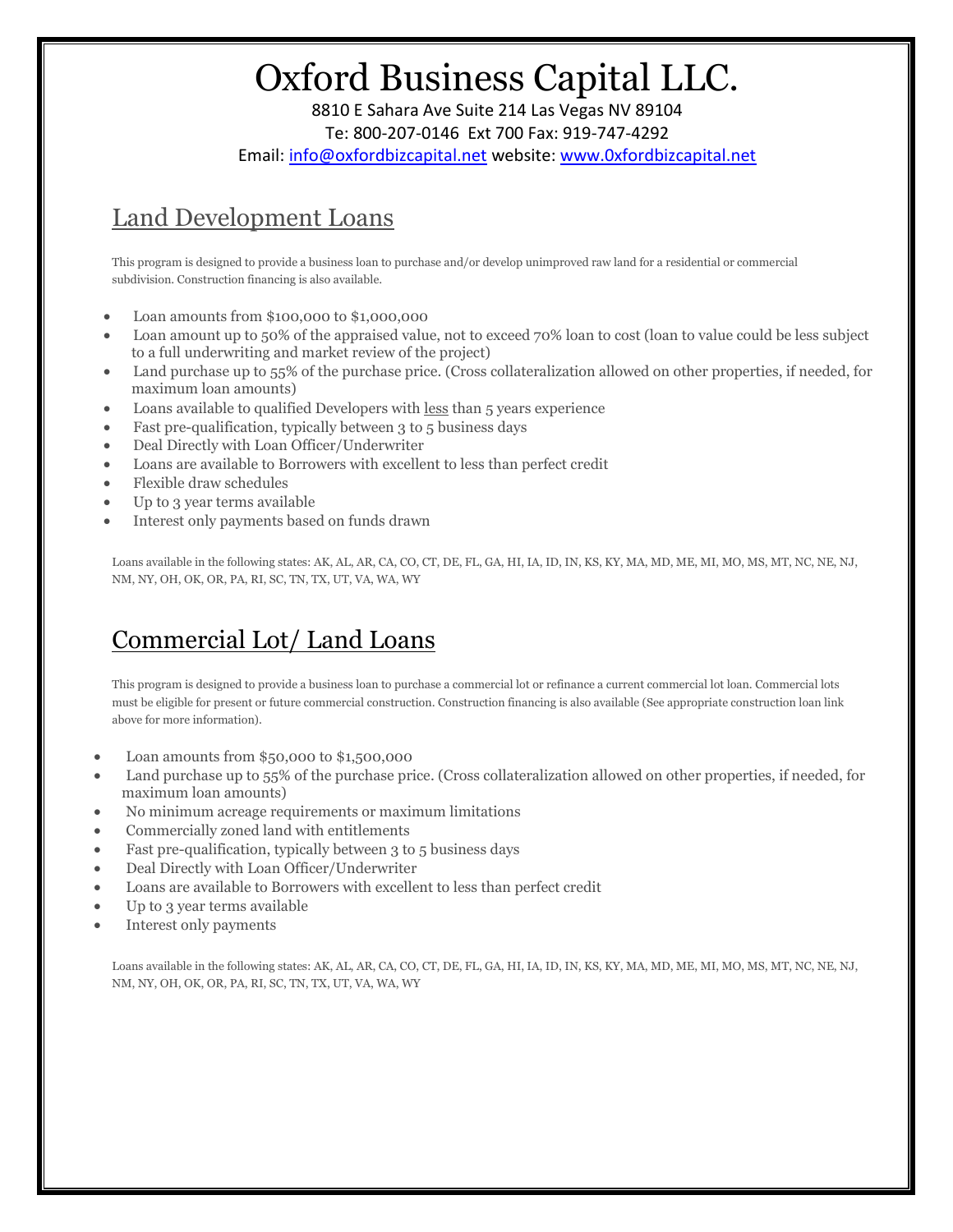# Oxford Business Capital LLC.

8810 E Sahara Ave Suite 214 Las Vegas NV 89104

Te: 800-207-0146 Ext 700 Fax: 919-747-4292

Email: info@oxfordbizcapital.net website: www.0xfordbizcapital.net

## Land Development Loans

This program is designed to provide a business loan to purchase and/or develop unimproved raw land for a residential or commercial subdivision. Construction financing is also available.

- Loan amounts from $100,000 to $1,000,000
- Loan amount up to 50% of the appraised value, not to exceed 70% loan to cost (loan to value could be less subject to a full underwriting and market review of the project)
- Land purchase up to 55% of the purchase price. (Cross collateralization allowed on other properties, if needed, for maximum loan amounts)
- Loans available to qualified Developers with less than 5 years experience
- Fast pre-qualification, typically between 3 to 5 business days
- Deal Directly with Loan Officer/Underwriter
- Loans are available to Borrowers with excellent to less than perfect credit
- Flexible draw schedules
- Up to 3 year terms available
- Interest only payments based on funds drawn

Loans available in the following states: AK, AL, AR, CA, CO, CT, DE, FL, GA, HI, IA, ID, IN, KS, KY, MA, MD, ME, MI, MO, MS, MT, NC, NE, NJ, NM, NY, OH, OK, OR, PA, RI, SC, TN, TX, UT, VA, WA, WY

## Commercial Lot/ Land Loans

This program is designed to provide a business loan to purchase a commercial lot or refinance a current commercial lot loan. Commercial lots must be eligible for present or future commercial construction. Construction financing is also available (See appropriate construction loan link above for more information).

- Loan amounts from $50,000 to $1,500,000
- Land purchase up to 55% of the purchase price. (Cross collateralization allowed on other properties, if needed, for maximum loan amounts)
- No minimum acreage requirements or maximum limitations
- Commercially zoned land with entitlements
- Fast pre-qualification, typically between 3 to 5 business days
- Deal Directly with Loan Officer/Underwriter
- Loans are available to Borrowers with excellent to less than perfect credit
- Up to 3 year terms available
- Interest only payments

Loans available in the following states: AK, AL, AR, CA, CO, CT, DE, FL, GA, HI, IA, ID, IN, KS, KY, MA, MD, ME, MI, MO, MS, MT, NC, NE, NJ, NM, NY, OH, OK, OR, PA, RI, SC, TN, TX, UT, VA, WA, WY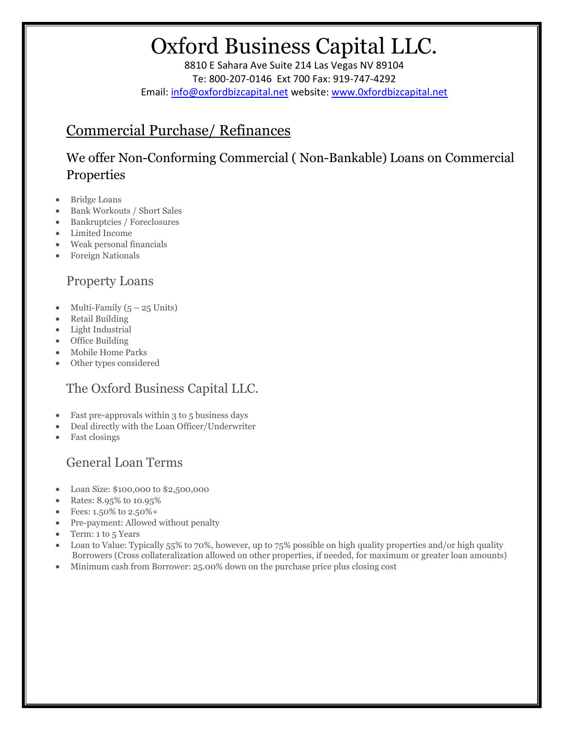# Oxford Business Capital LLC.

8810 E Sahara Ave Suite 214 Las Vegas NV 89104
Te: 800-207-0146 Ext 700 Fax: 919-747-4292
Email: info@oxfordbizcapital.net website: www.0xfordbizcapital.net

## Commercial Purchase/ Refinances

### We offer Non-Conforming Commercial ( Non-Bankable) Loans on Commercial Properties

- Bridge Loans
- Bank Workouts / Short Sales
- Bankruptcies / Foreclosures
- Limited Income
- Weak personal financials
- Foreign Nationals

### Property Loans

- Multi-Family (5 – 25 Units)
- Retail Building
- Light Industrial
- Office Building
- Mobile Home Parks
- Other types considered

### The Oxford Business Capital LLC.

- Fast pre-approvals within 3 to 5 business days
- Deal directly with the Loan Officer/Underwriter
- Fast closings

### General Loan Terms

- Loan Size: $100,000 to $2,500,000
- Rates: 8.95% to 10.95%
- Fees: 1.50% to 2.50%+
- Pre-payment: Allowed without penalty
- Term: 1 to 5 Years
- Loan to Value: Typically 55% to 70%, however, up to 75% possible on high quality properties and/or high quality Borrowers (Cross collateralization allowed on other properties, if needed, for maximum or greater loan amounts)
- Minimum cash from Borrower: 25.00% down on the purchase price plus closing cost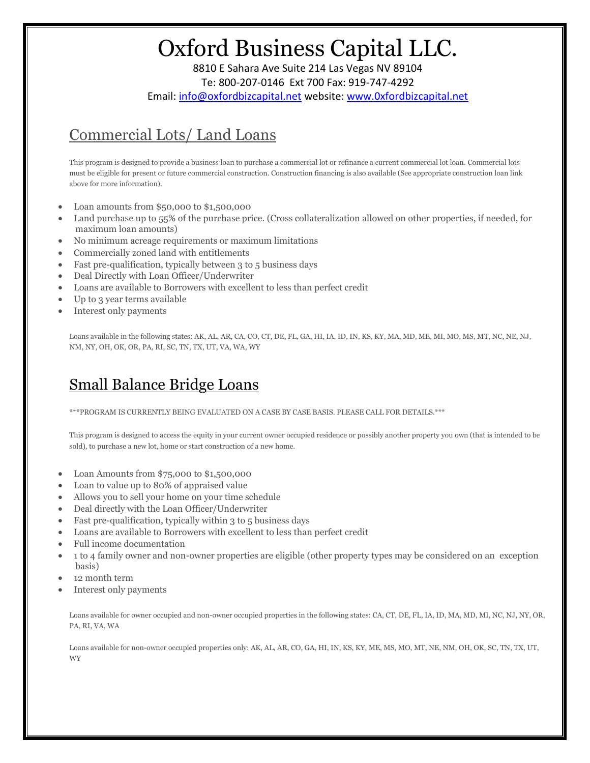# Oxford Business Capital LLC.

8810 E Sahara Ave Suite 214 Las Vegas NV 89104

Te: 800-207-0146 Ext 700 Fax: 919-747-4292

Email: info@oxfordbizcapital.net website: www.0xfordbizcapital.net

## Commercial Lots/ Land Loans

This program is designed to provide a business loan to purchase a commercial lot or refinance a current commercial lot loan. Commercial lots must be eligible for present or future commercial construction. Construction financing is also available (See appropriate construction loan link above for more information).

- Loan amounts from $50,000 to $1,500,000
- Land purchase up to 55% of the purchase price. (Cross collateralization allowed on other properties, if needed, for maximum loan amounts)
- No minimum acreage requirements or maximum limitations
- Commercially zoned land with entitlements
- Fast pre-qualification, typically between 3 to 5 business days
- Deal Directly with Loan Officer/Underwriter
- Loans are available to Borrowers with excellent to less than perfect credit
- Up to 3 year terms available
- Interest only payments

Loans available in the following states: AK, AL, AR, CA, CO, CT, DE, FL, GA, HI, IA, ID, IN, KS, KY, MA, MD, ME, MI, MO, MS, MT, NC, NE, NJ, NM, NY, OH, OK, OR, PA, RI, SC, TN, TX, UT, VA, WA, WY

## Small Balance Bridge Loans

***PROGRAM IS CURRENTLY BEING EVALUATED ON A CASE BY CASE BASIS. PLEASE CALL FOR DETAILS.***

This program is designed to access the equity in your current owner occupied residence or possibly another property you own (that is intended to be sold), to purchase a new lot, home or start construction of a new home.

- Loan Amounts from $75,000 to $1,500,000
- Loan to value up to 80% of appraised value
- Allows you to sell your home on your time schedule
- Deal directly with the Loan Officer/Underwriter
- Fast pre-qualification, typically within 3 to 5 business days
- Loans are available to Borrowers with excellent to less than perfect credit
- Full income documentation
- 1 to 4 family owner and non-owner properties are eligible (other property types may be considered on an exception basis)
- 12 month term
- Interest only payments

Loans available for owner occupied and non-owner occupied properties in the following states: CA, CT, DE, FL, IA, ID, MA, MD, MI, NC, NJ, NY, OR, PA, RI, VA, WA

Loans available for non-owner occupied properties only: AK, AL, AR, CO, GA, HI, IN, KS, KY, ME, MS, MO, MT, NE, NM, OH, OK, SC, TN, TX, UT, WY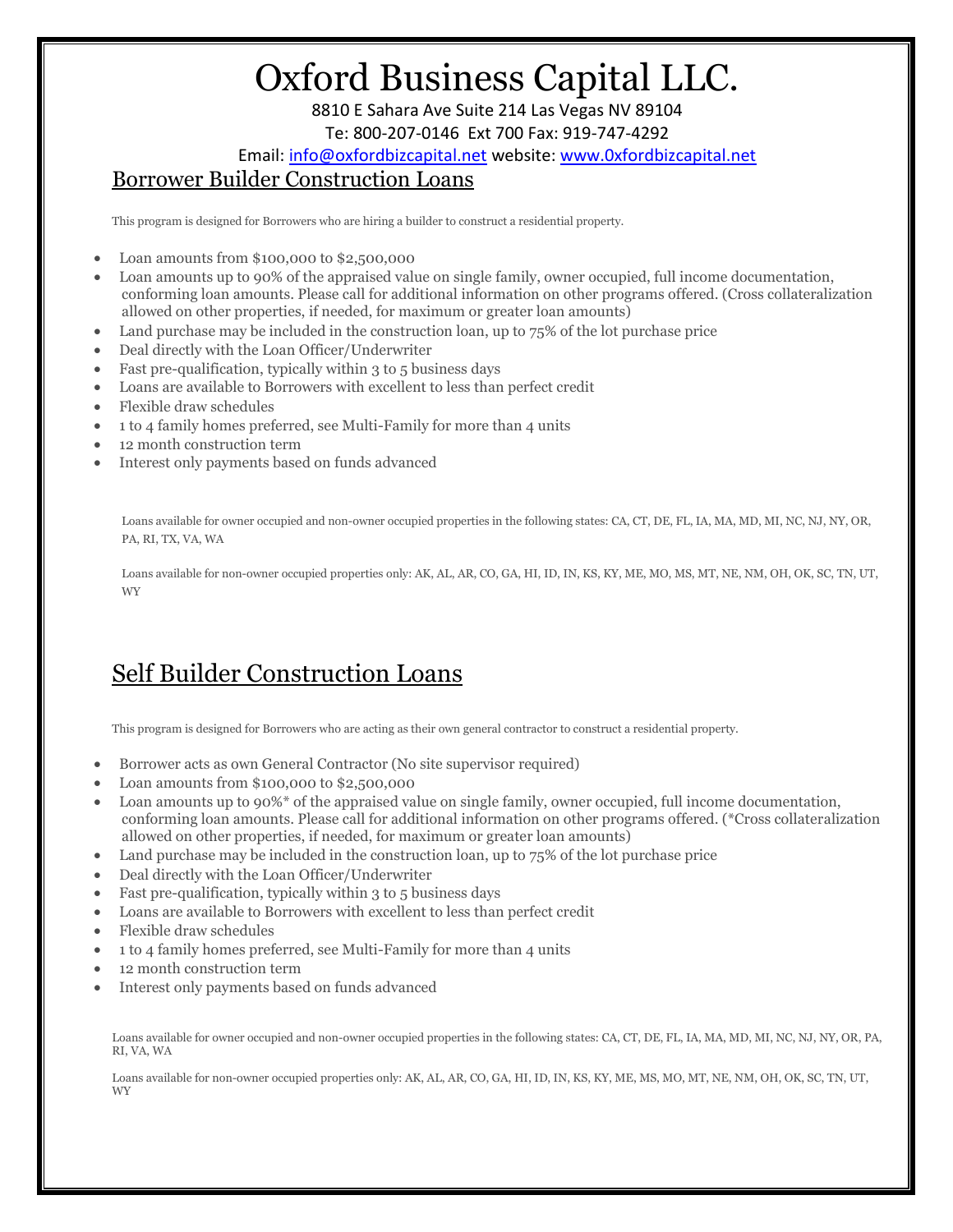# Oxford Business Capital LLC.

8810 E Sahara Ave Suite 214 Las Vegas NV 89104

Te: 800-207-0146 Ext 700 Fax: 919-747-4292

Email: info@oxfordbizcapital.net website: www.0xfordbizcapital.net

## Borrower Builder Construction Loans

This program is designed for Borrowers who are hiring a builder to construct a residential property.

- Loan amounts from $100,000 to $2,500,000
- Loan amounts up to 90% of the appraised value on single family, owner occupied, full income documentation, conforming loan amounts. Please call for additional information on other programs offered. (Cross collateralization allowed on other properties, if needed, for maximum or greater loan amounts)
- Land purchase may be included in the construction loan, up to 75% of the lot purchase price
- Deal directly with the Loan Officer/Underwriter
- Fast pre-qualification, typically within 3 to 5 business days
- Loans are available to Borrowers with excellent to less than perfect credit
- Flexible draw schedules
- 1 to 4 family homes preferred, see Multi-Family for more than 4 units
- 12 month construction term
- Interest only payments based on funds advanced

Loans available for owner occupied and non-owner occupied properties in the following states: CA, CT, DE, FL, IA, MA, MD, MI, NC, NJ, NY, OR, PA, RI, TX, VA, WA

Loans available for non-owner occupied properties only: AK, AL, AR, CO, GA, HI, ID, IN, KS, KY, ME, MO, MS, MT, NE, NM, OH, OK, SC, TN, UT, WY

## Self Builder Construction Loans

This program is designed for Borrowers who are acting as their own general contractor to construct a residential property.

- Borrower acts as own General Contractor (No site supervisor required)
- Loan amounts from $100,000 to $2,500,000
- Loan amounts up to 90%* of the appraised value on single family, owner occupied, full income documentation, conforming loan amounts. Please call for additional information on other programs offered. (*Cross collateralization allowed on other properties, if needed, for maximum or greater loan amounts)
- Land purchase may be included in the construction loan, up to 75% of the lot purchase price
- Deal directly with the Loan Officer/Underwriter
- Fast pre-qualification, typically within 3 to 5 business days
- Loans are available to Borrowers with excellent to less than perfect credit
- Flexible draw schedules
- 1 to 4 family homes preferred, see Multi-Family for more than 4 units
- 12 month construction term
- Interest only payments based on funds advanced

Loans available for owner occupied and non-owner occupied properties in the following states: CA, CT, DE, FL, IA, MA, MD, MI, NC, NJ, NY, OR, PA, RI, VA, WA

Loans available for non-owner occupied properties only: AK, AL, AR, CO, GA, HI, ID, IN, KS, KY, ME, MS, MO, MT, NE, NM, OH, OK, SC, TN, UT, WY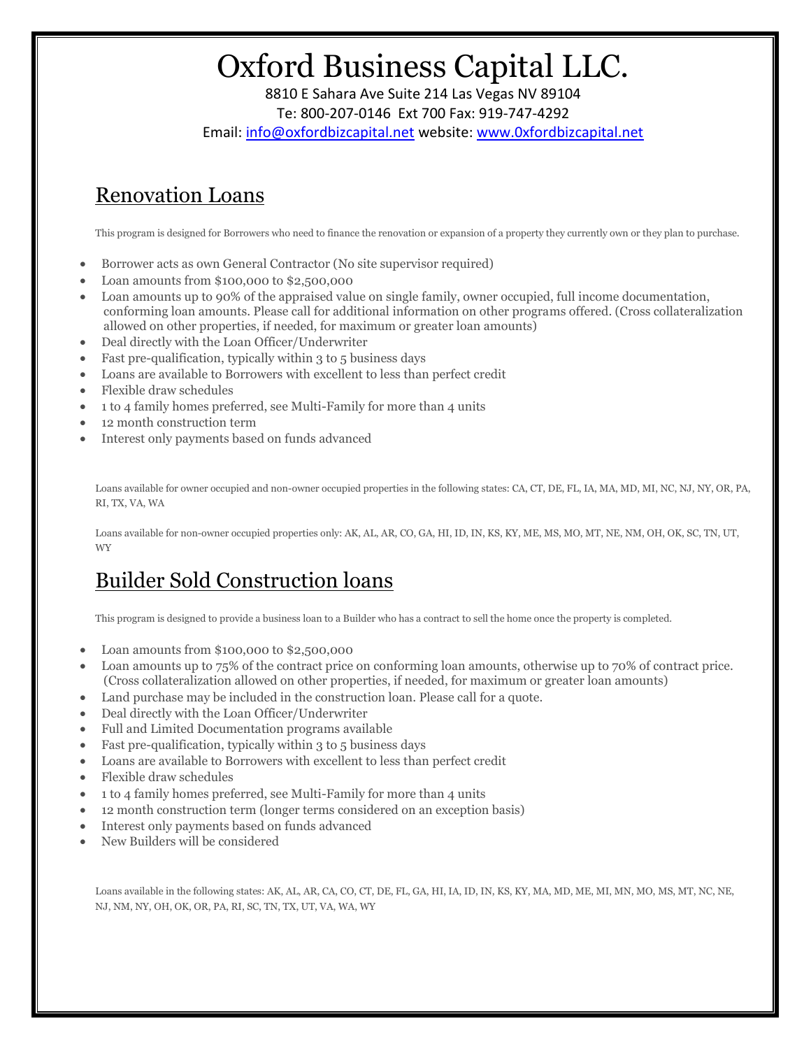# Oxford Business Capital LLC.

8810 E Sahara Ave Suite 214 Las Vegas NV 89104

Te: 800-207-0146 Ext 700 Fax: 919-747-4292

Email: info@oxfordbizcapital.net website: www.0xfordbizcapital.net

## Renovation Loans

This program is designed for Borrowers who need to finance the renovation or expansion of a property they currently own or they plan to purchase.

- Borrower acts as own General Contractor (No site supervisor required)
- Loan amounts from $100,000 to $2,500,000
- Loan amounts up to 90% of the appraised value on single family, owner occupied, full income documentation, conforming loan amounts. Please call for additional information on other programs offered. (Cross collateralization allowed on other properties, if needed, for maximum or greater loan amounts)
- Deal directly with the Loan Officer/Underwriter
- Fast pre-qualification, typically within 3 to 5 business days
- Loans are available to Borrowers with excellent to less than perfect credit
- Flexible draw schedules
- 1 to 4 family homes preferred, see Multi-Family for more than 4 units
- 12 month construction term
- Interest only payments based on funds advanced

Loans available for owner occupied and non-owner occupied properties in the following states: CA, CT, DE, FL, IA, MA, MD, MI, NC, NJ, NY, OR, PA, RI, TX, VA, WA

Loans available for non-owner occupied properties only: AK, AL, AR, CO, GA, HI, ID, IN, KS, KY, ME, MS, MO, MT, NE, NM, OH, OK, SC, TN, UT, WY

## Builder Sold Construction loans

This program is designed to provide a business loan to a Builder who has a contract to sell the home once the property is completed.

- Loan amounts from $100,000 to $2,500,000
- Loan amounts up to 75% of the contract price on conforming loan amounts, otherwise up to 70% of contract price. (Cross collateralization allowed on other properties, if needed, for maximum or greater loan amounts)
- Land purchase may be included in the construction loan. Please call for a quote.
- Deal directly with the Loan Officer/Underwriter
- Full and Limited Documentation programs available
- Fast pre-qualification, typically within 3 to 5 business days
- Loans are available to Borrowers with excellent to less than perfect credit
- Flexible draw schedules
- 1 to 4 family homes preferred, see Multi-Family for more than 4 units
- 12 month construction term (longer terms considered on an exception basis)
- Interest only payments based on funds advanced
- New Builders will be considered

Loans available in the following states: AK, AL, AR, CA, CO, CT, DE, FL, GA, HI, IA, ID, IN, KS, KY, MA, MD, ME, MI, MN, MO, MS, MT, NC, NE, NJ, NM, NY, OH, OK, OR, PA, RI, SC, TN, TX, UT, VA, WA, WY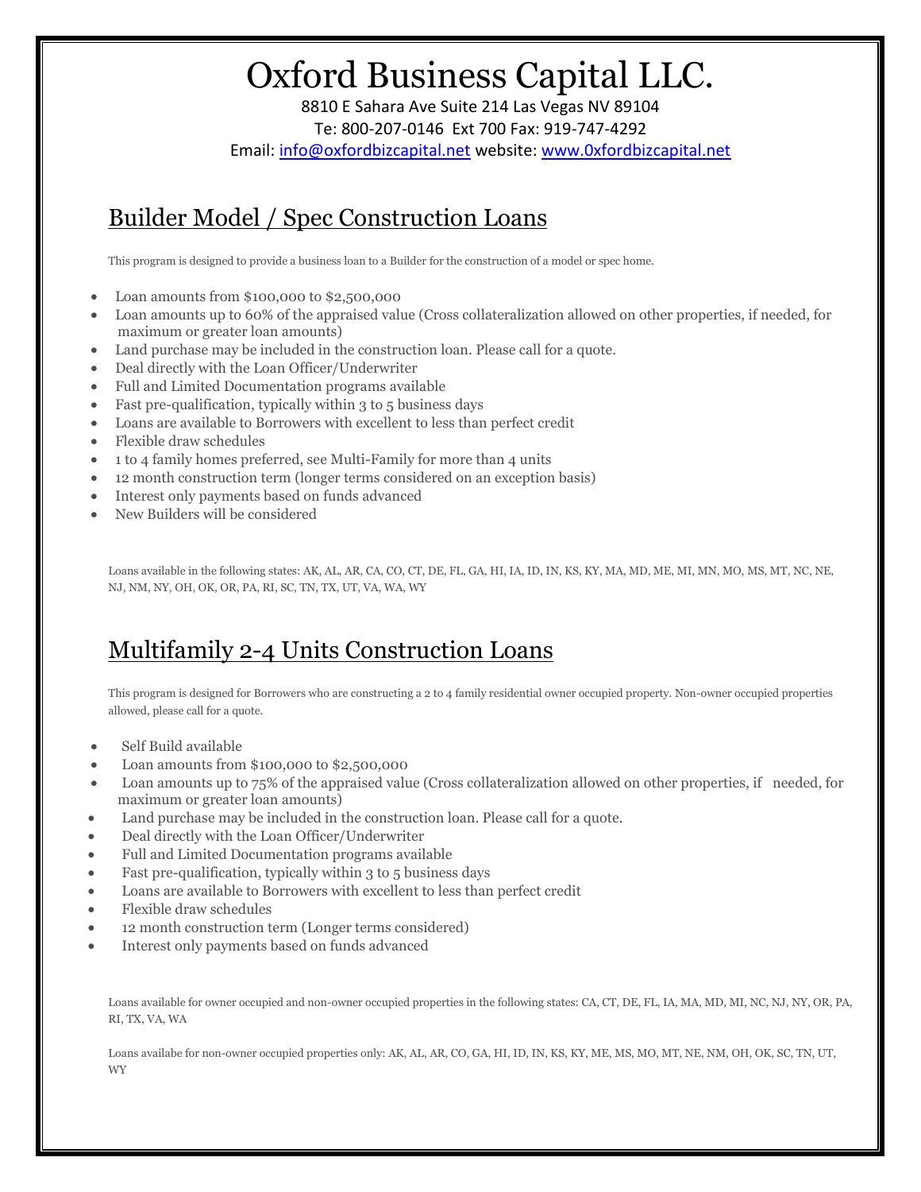# Oxford Business Capital LLC.

8810 E Sahara Ave Suite 214 Las Vegas NV 89104

Te: 800-207-0146 Ext 700 Fax: 919-747-4292

Email: info@oxfordbizcapital.net website: www.0xfordbizcapital.net

## Builder Model / Spec Construction Loans

This program is designed to provide a business loan to a Builder for the construction of a model or spec home.

- Loan amounts from $100,000 to $2,500,000
- Loan amounts up to 60% of the appraised value (Cross collateralization allowed on other properties, if needed, for maximum or greater loan amounts)
- Land purchase may be included in the construction loan. Please call for a quote.
- Deal directly with the Loan Officer/Underwriter
- Full and Limited Documentation programs available
- Fast pre-qualification, typically within 3 to 5 business days
- Loans are available to Borrowers with excellent to less than perfect credit
- Flexible draw schedules
- 1 to 4 family homes preferred, see Multi-Family for more than 4 units
- 12 month construction term (longer terms considered on an exception basis)
- Interest only payments based on funds advanced
- New Builders will be considered

Loans available in the following states: AK, AL, AR, CA, CO, CT, DE, FL, GA, HI, IA, ID, IN, KS, KY, MA, MD, ME, MI, MN, MO, MS, MT, NC, NE, NJ, NM, NY, OH, OK, OR, PA, RI, SC, TN, TX, UT, VA, WA, WY

## Multifamily 2-4 Units Construction Loans

This program is designed for Borrowers who are constructing a 2 to 4 family residential owner occupied property. Non-owner occupied properties allowed, please call for a quote.

- Self Build available
- Loan amounts from $100,000 to $2,500,000
- Loan amounts up to 75% of the appraised value (Cross collateralization allowed on other properties, if needed, for maximum or greater loan amounts)
- Land purchase may be included in the construction loan. Please call for a quote.
- Deal directly with the Loan Officer/Underwriter
- Full and Limited Documentation programs available
- Fast pre-qualification, typically within 3 to 5 business days
- Loans are available to Borrowers with excellent to less than perfect credit
- Flexible draw schedules
- 12 month construction term (Longer terms considered)
- Interest only payments based on funds advanced

Loans available for owner occupied and non-owner occupied properties in the following states: CA, CT, DE, FL, IA, MA, MD, MI, NC, NJ, NY, OR, PA, RI, TX, VA, WA

Loans availabe for non-owner occupied properties only: AK, AL, AR, CO, GA, HI, ID, IN, KS, KY, ME, MS, MO, MT, NE, NM, OH, OK, SC, TN, UT, WY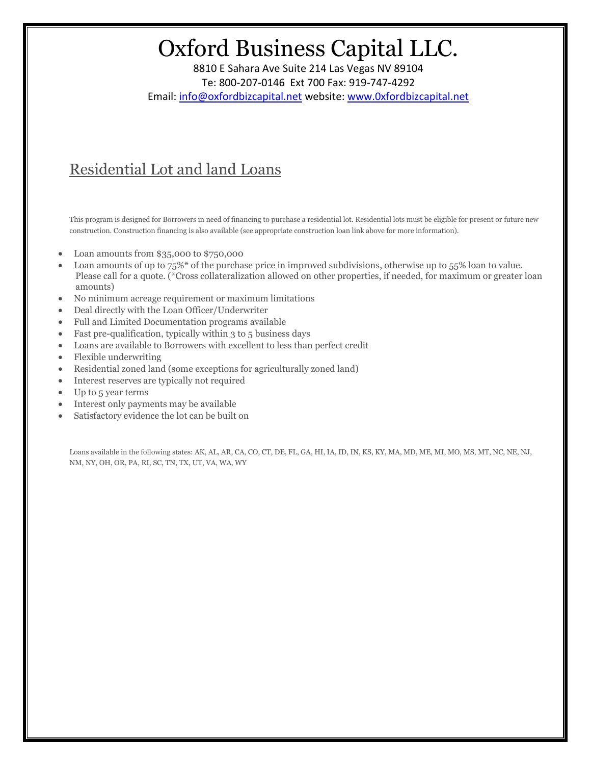# Oxford Business Capital LLC.

8810 E Sahara Ave Suite 214 Las Vegas NV 89104

Te: 800-207-0146 Ext 700 Fax: 919-747-4292

Email: info@oxfordbizcapital.net website: www.0xfordbizcapital.net

## Residential Lot and land Loans

This program is designed for Borrowers in need of financing to purchase a residential lot. Residential lots must be eligible for present or future new construction. Construction financing is also available (see appropriate construction loan link above for more information).

- Loan amounts from $35,000 to $750,000
- Loan amounts of up to 75%* of the purchase price in improved subdivisions, otherwise up to 55% loan to value. Please call for a quote. (*Cross collateralization allowed on other properties, if needed, for maximum or greater loan amounts)
- No minimum acreage requirement or maximum limitations
- Deal directly with the Loan Officer/Underwriter
- Full and Limited Documentation programs available
- Fast pre-qualification, typically within 3 to 5 business days
- Loans are available to Borrowers with excellent to less than perfect credit
- Flexible underwriting
- Residential zoned land (some exceptions for agriculturally zoned land)
- Interest reserves are typically not required
- Up to 5 year terms
- Interest only payments may be available
- Satisfactory evidence the lot can be built on

Loans available in the following states: AK, AL, AR, CA, CO, CT, DE, FL, GA, HI, IA, ID, IN, KS, KY, MA, MD, ME, MI, MO, MS, MT, NC, NE, NJ, NM, NY, OH, OR, PA, RI, SC, TN, TX, UT, VA, WA, WY